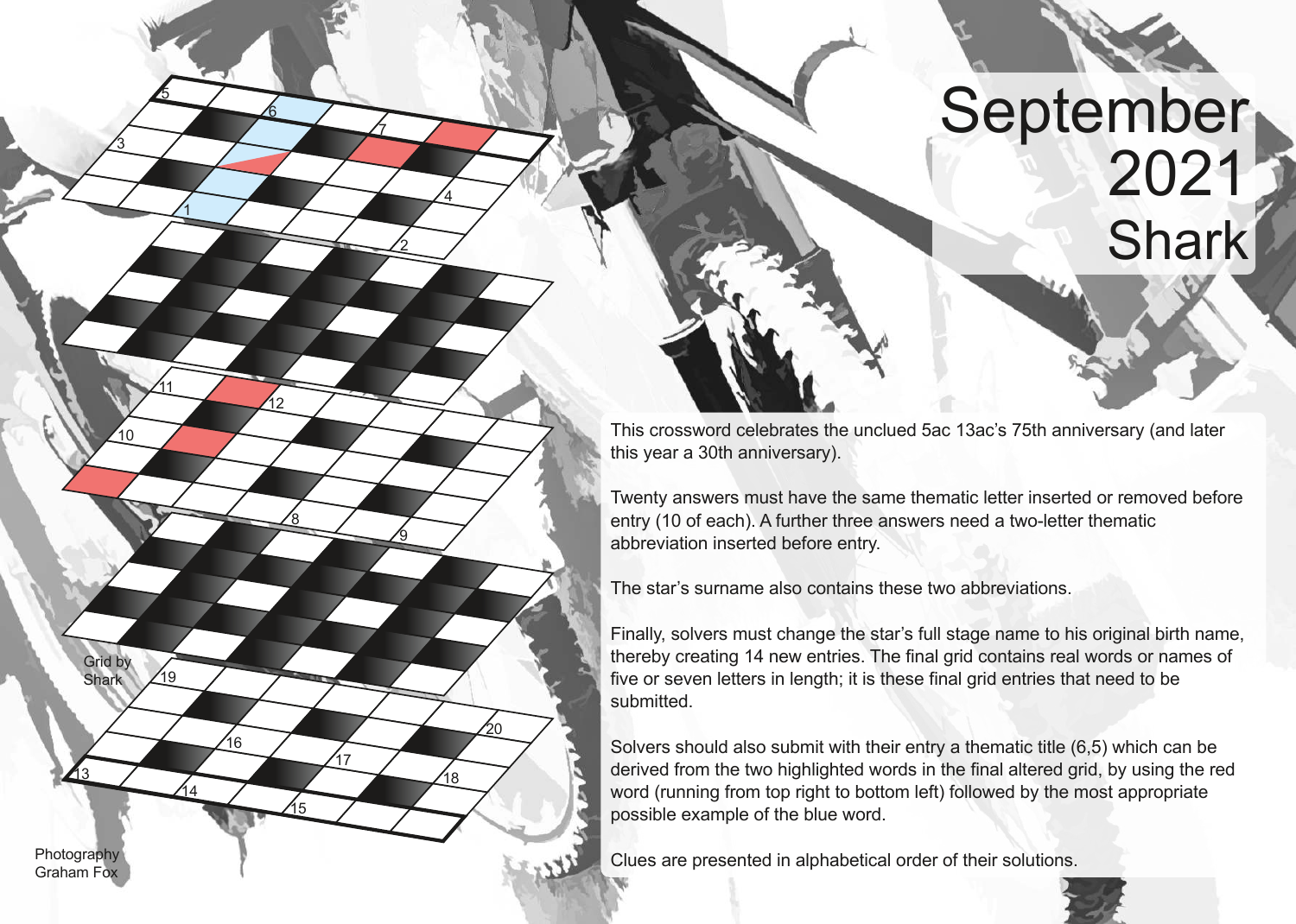# September 2021

## Shark

This crossword celebrates the unclued 5ac 13ac's 75th anniversary (and later this year a 30th anniversary).

Twenty answers must have the same thematic letter inserted or removed before entry (10 of each). A further three answers need a two-letter thematic abbreviation inserted before entry.

The star's surname also contains these two abbreviations.

Finally, solvers must change the star's full stage name to his original birth name, thereby creating 14 new entries. The final grid contains real words or names of five or seven letters in length; it is these final grid entries that need to be submitted.

Solvers should also submit with their entry a thematic title (6,5) which can be derived from the two highlighted words in the final altered grid, by using the red word (running from top right to bottom left) followed by the most appropriate possible example of the blue word.

Clues are presented in alphabetical order of their solutions.

Grid by Shark

Photography Graham Fox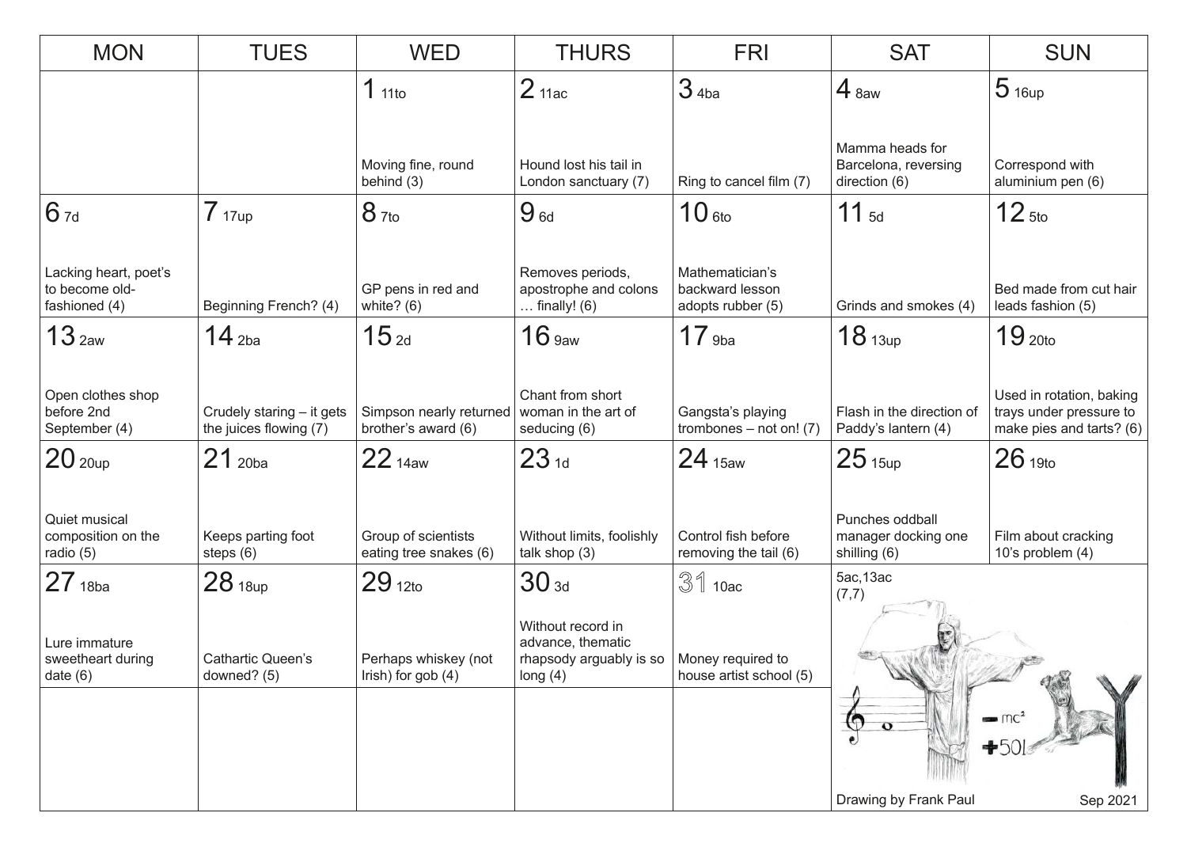| MON | TUES | WED | THURS | FRI | SAT | SUN |
|---|---|---|---|---|---|---|
| | | 1 11to<br>Moving fine, round behind (3) | 2 11ac<br>Hound lost his tail in London sanctuary (7) | 3 4ba<br>Ring to cancel film (7) | 4 8aw<br>Mamma heads for Barcelona, reversing direction (6) | 5 16up<br>Correspond with aluminium pen (6) |
| 6 7d<br>Lacking heart, poet's to become old-fashioned (4) | 7 17up<br>Beginning French? (4) | 8 7to<br>GP pens in red and white? (6) | 9 6d<br>Removes periods, apostrophe and colons … finally! (6) | 10 6to<br>Mathematician's backward lesson adopts rubber (5) | 11 5d<br>Grinds and smokes (4) | 12 5to<br>Bed made from cut hair leads fashion (5) |
| 13 2aw<br>Open clothes shop before 2nd September (4) | 14 2ba<br>Crudely staring – it gets the juices flowing (7) | 15 2d<br>Simpson nearly returned brother's award (6) | 16 9aw<br>Chant from short woman in the art of seducing (6) | 17 9ba<br>Gangsta's playing trombones – not on! (7) | 18 13up<br>Flash in the direction of Paddy's lantern (4) | 19 20to<br>Used in rotation, baking trays under pressure to make pies and tarts? (6) |
| 20 20up<br>Quiet musical composition on the radio (5) | 21 20ba<br>Keeps parting foot steps (6) | 22 14aw<br>Group of scientists eating tree snakes (6) | 23 1d<br>Without limits, foolishly talk shop (3) | 24 15aw<br>Control fish before removing the tail (6) | 25 15up<br>Punches oddball manager docking one shilling (6) | 26 19to<br>Film about cracking 10's problem (4) |
| 27 18ba<br>Lure immature sweetheart during date (6) | 28 18up<br>Cathartic Queen's downed? (5) | 29 12to<br>Perhaps whiskey (not Irish) for gob (4) | 30 3d<br>Without record in advance, thematic rhapsody arguably is so long (4) | 31 10ac<br>Money required to house artist school (5) | 5ac,13ac<br>(7,7) | |

Drawing by Frank Paul

Sep 2021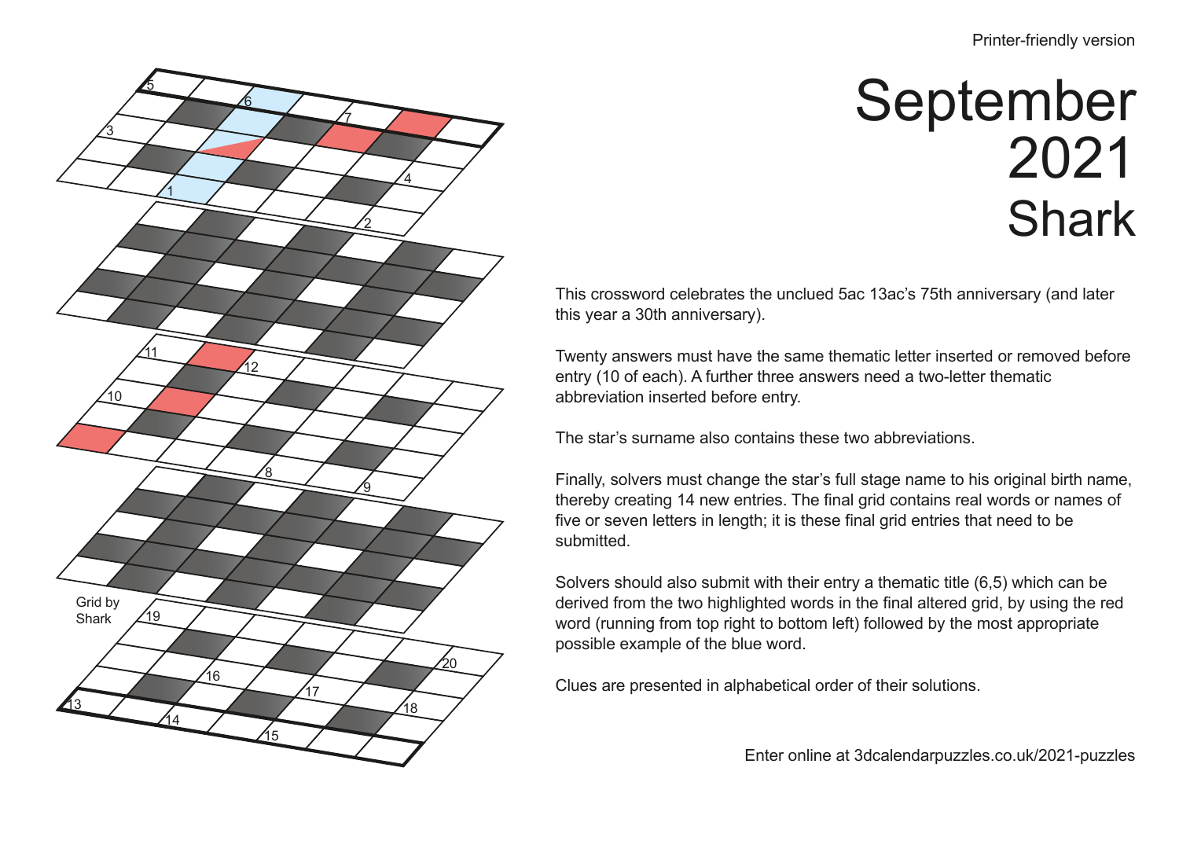# September 2021

## Shark

This crossword celebrates the unclued 5ac 13ac's 75th anniversary (and later this year a 30th anniversary).

Twenty answers must have the same thematic letter inserted or removed before entry (10 of each). A further three answers need a two-letter thematic abbreviation inserted before entry.

The star's surname also contains these two abbreviations.

Finally, solvers must change the star's full stage name to his original birth name, thereby creating 14 new entries. The final grid contains real words or names of five or seven letters in length; it is these final grid entries that need to be submitted.

Solvers should also submit with their entry a thematic title (6,5) which can be derived from the two highlighted words in the final altered grid, by using the red word (running from top right to bottom left) followed by the most appropriate possible example of the blue word.

Clues are presented in alphabetical order of their solutions.

Enter online at 3dcalendarpuzzles.co.uk/2021-puzzles

5
6
7
3
4
1
2
11
12
10
8
9
Grid by Shark
19
20
16
17
18
13
14
15